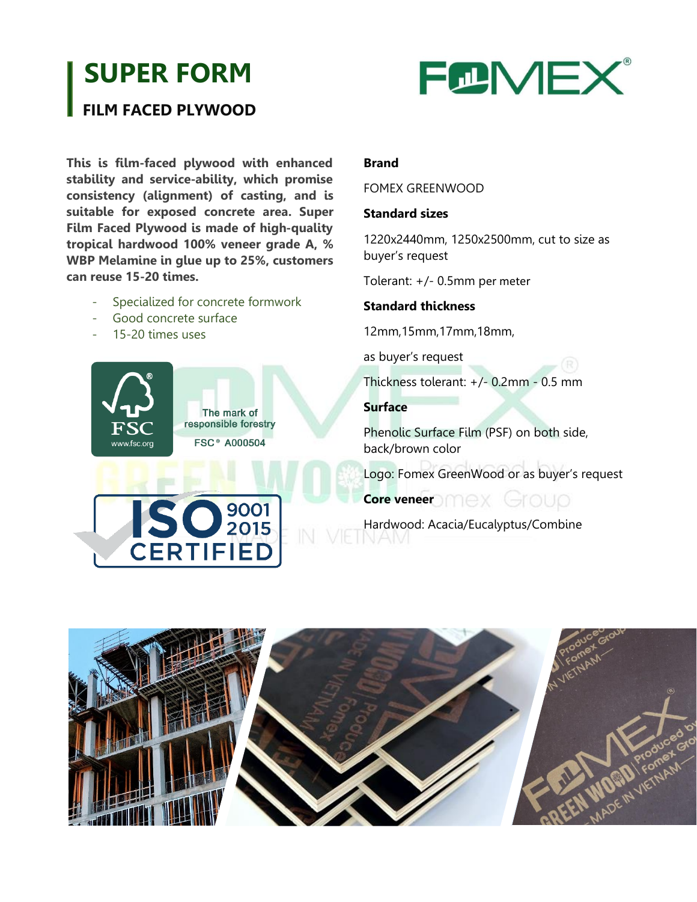# SUPER FORM

## FILM FACED PLYWOOD

**This is film-faced plywood with enhanced stability and service-ability, which promise consistency (alignment) of casting, and is suitable for exposed concrete area. Super Film Faced Plywood is made of high-quality tropical hardwood 100% veneer grade A, % WBP Melamine in glue up to 25%, customers can reuse 15-20 times.**

- Specialized for concrete formwork
- Good concrete surface
- 15-20 times uses

The mark of responsible forestry

FSC® A000504

**Brand**

FOMEX GREENWOOD

**Standard sizes**

1220x2440mm, 1250x2500mm, cut to size as buyer's request

Tolerant: +/- 0.5mm per meter

**Standard thickness**

12mm,15mm,17mm,18mm,

as buyer's request

Thickness tolerant: +/- 0.2mm - 0.5 mm

**Surface**

Phenolic Surface Film (PSF) on both side, back/brown color

Logo: Fomex GreenWood or as buyer's request

**Core veneer**

Hardwood: Acacia/Eucalyptus/Combine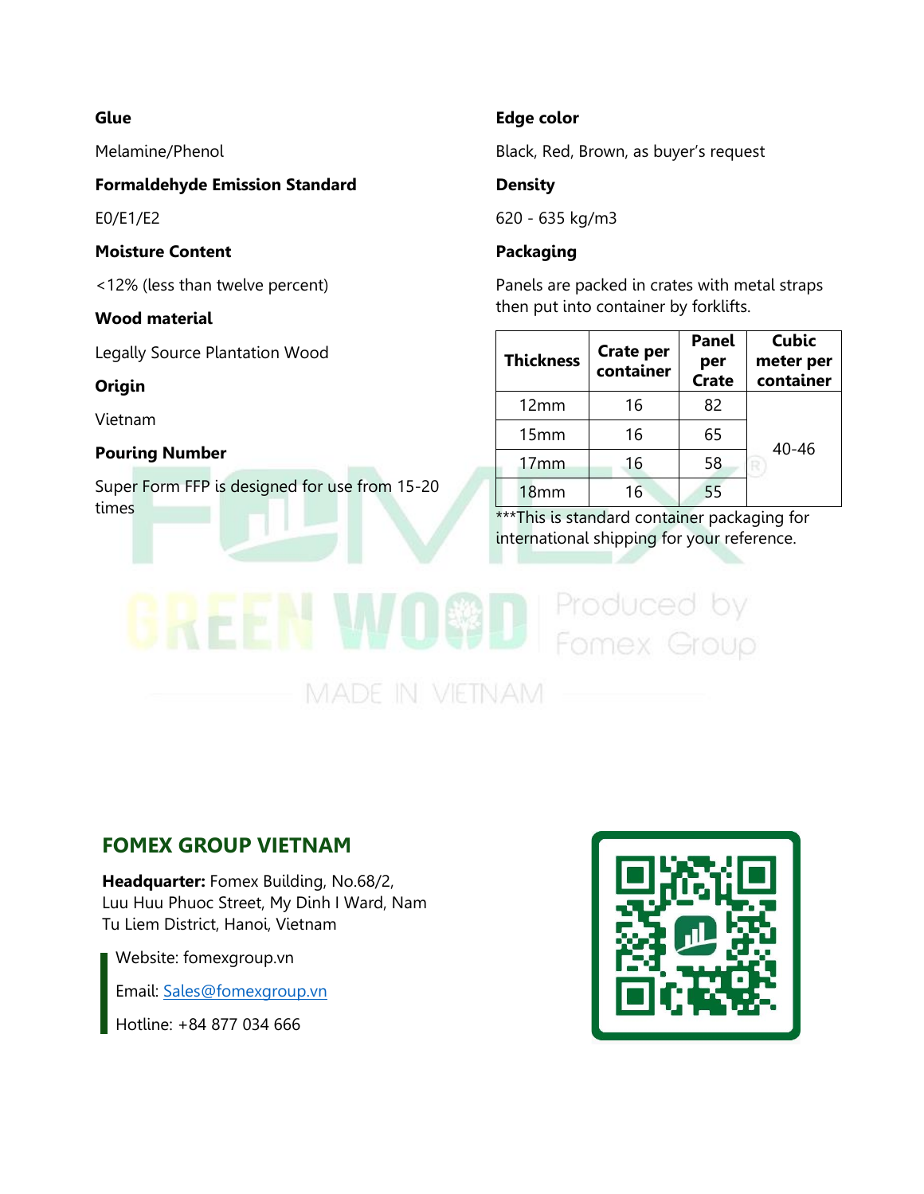**Glue**

Melamine/Phenol

**Formaldehyde Emission Standard**

E0/E1/E2

**Moisture Content**

<12% (less than twelve percent)

**Wood material**

Legally Source Plantation Wood

**Origin**

Vietnam

**Pouring Number**

Super Form FFP is designed for use from 15-20 times

**Edge color**

Black, Red, Brown, as buyer's request

**Density**

620 - 635 kg/m3

**Packaging**

Panels are packed in crates with metal straps then put into container by forklifts.

| Thickness | Crate per container | Panel per Crate | Cubic meter per container |
|---|---|---|---|
| 12mm | 16 | 82 | 40-46 |
| 15mm | 16 | 65 | |
| 17mm | 16 | 58 | |
| 18mm | 16 | 55 | |

***This is standard container packaging for international shipping for your reference.

GREEN WOOD Produced by Fomex Group

MADE IN VIETNAM

## FOMEX GROUP VIETNAM

**Headquarter:** Fomex Building, No.68/2, Luu Huu Phuoc Street, My Dinh I Ward, Nam Tu Liem District, Hanoi, Vietnam

Website: fomexgroup.vn

Email: Sales@fomexgroup.vn

Hotline: +84 877 034 666